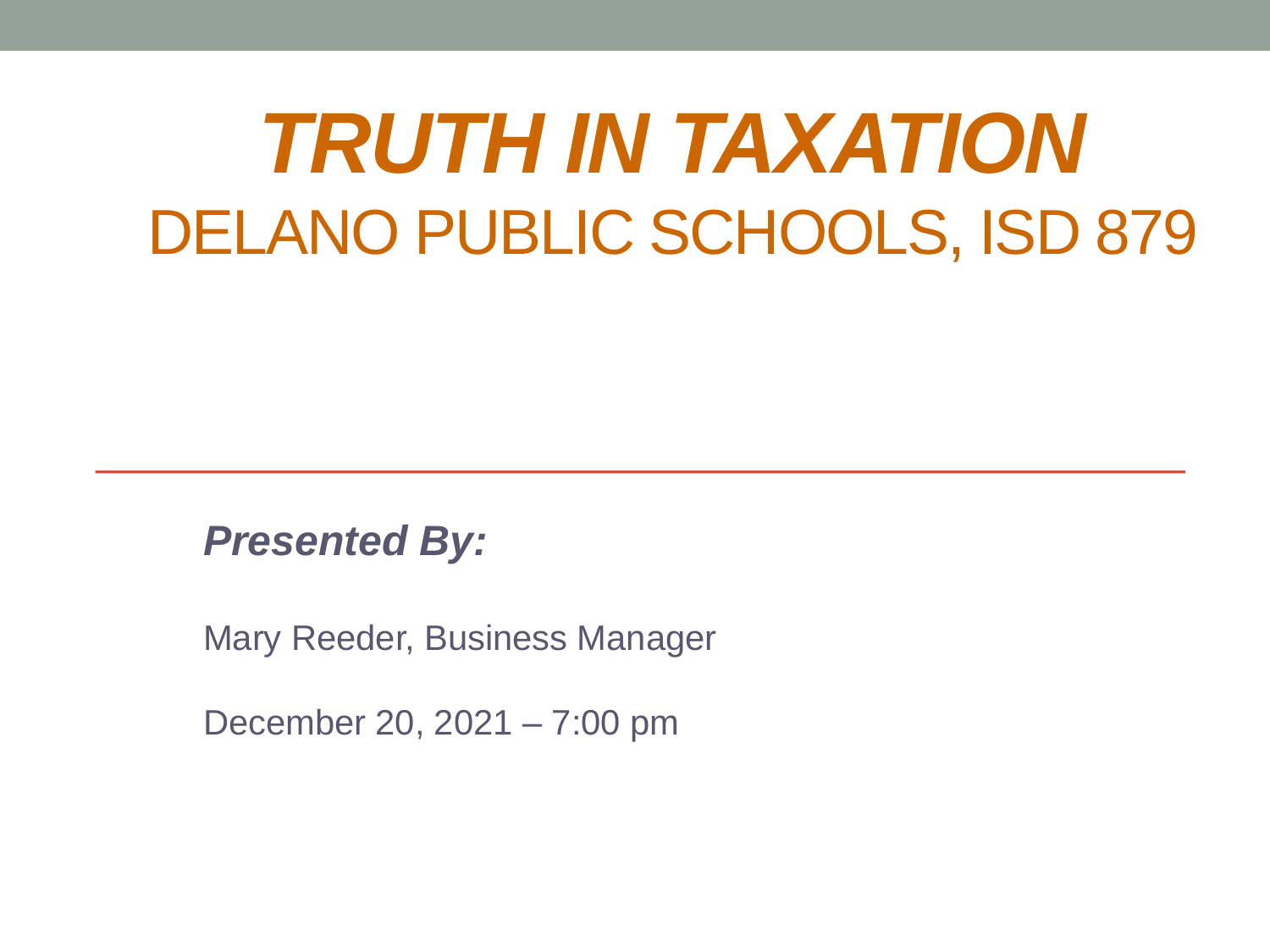# *TRUTH IN TAXATION*

## DELANO PUBLIC SCHOOLS, ISD 879

***Presented By:***

Mary Reeder, Business Manager

December 20, 2021 – 7:00 pm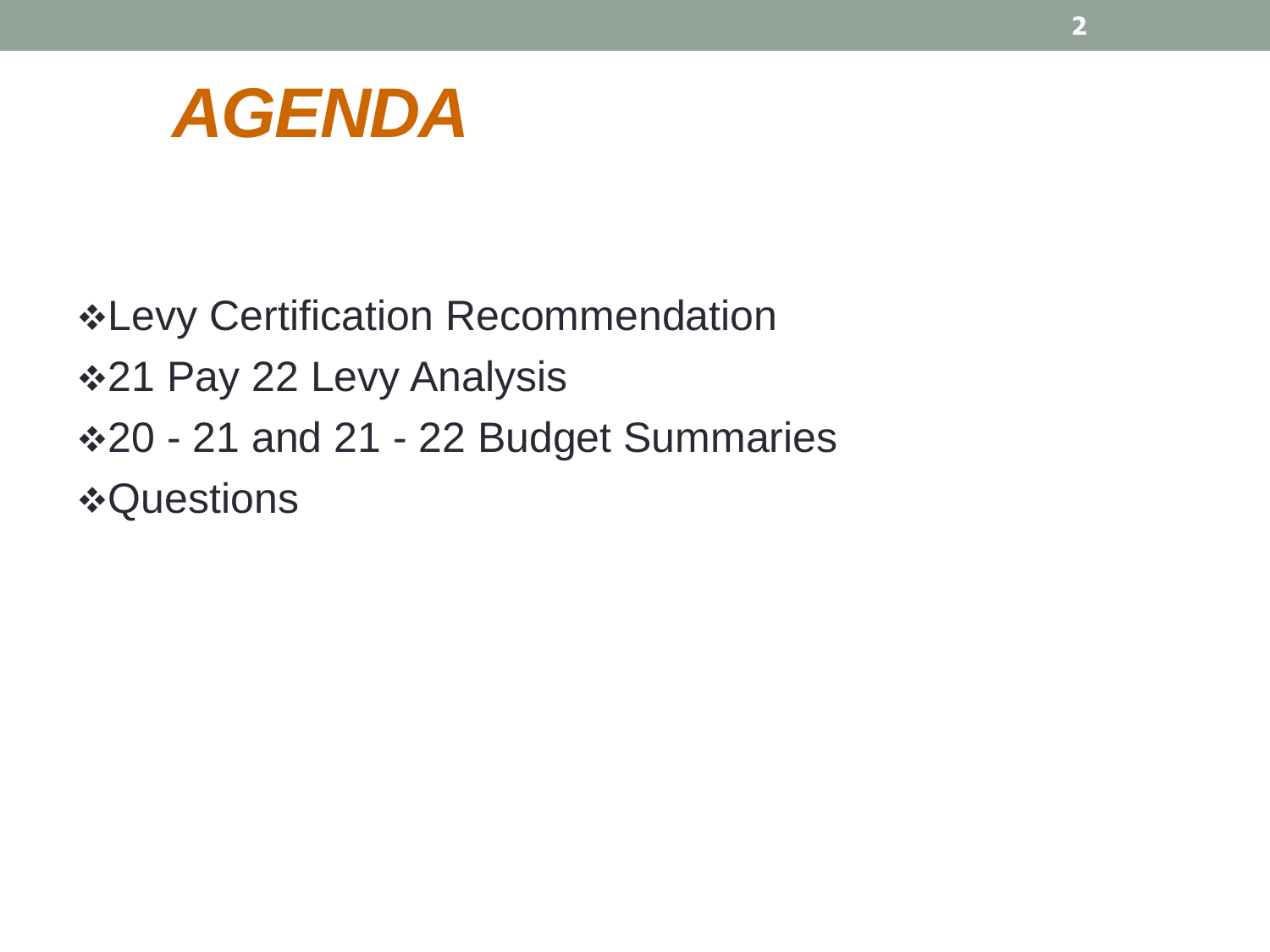# *AGENDA*

- Levy Certification Recommendation
- 21 Pay 22 Levy Analysis
- 20 - 21 and 21 - 22 Budget Summaries
- Questions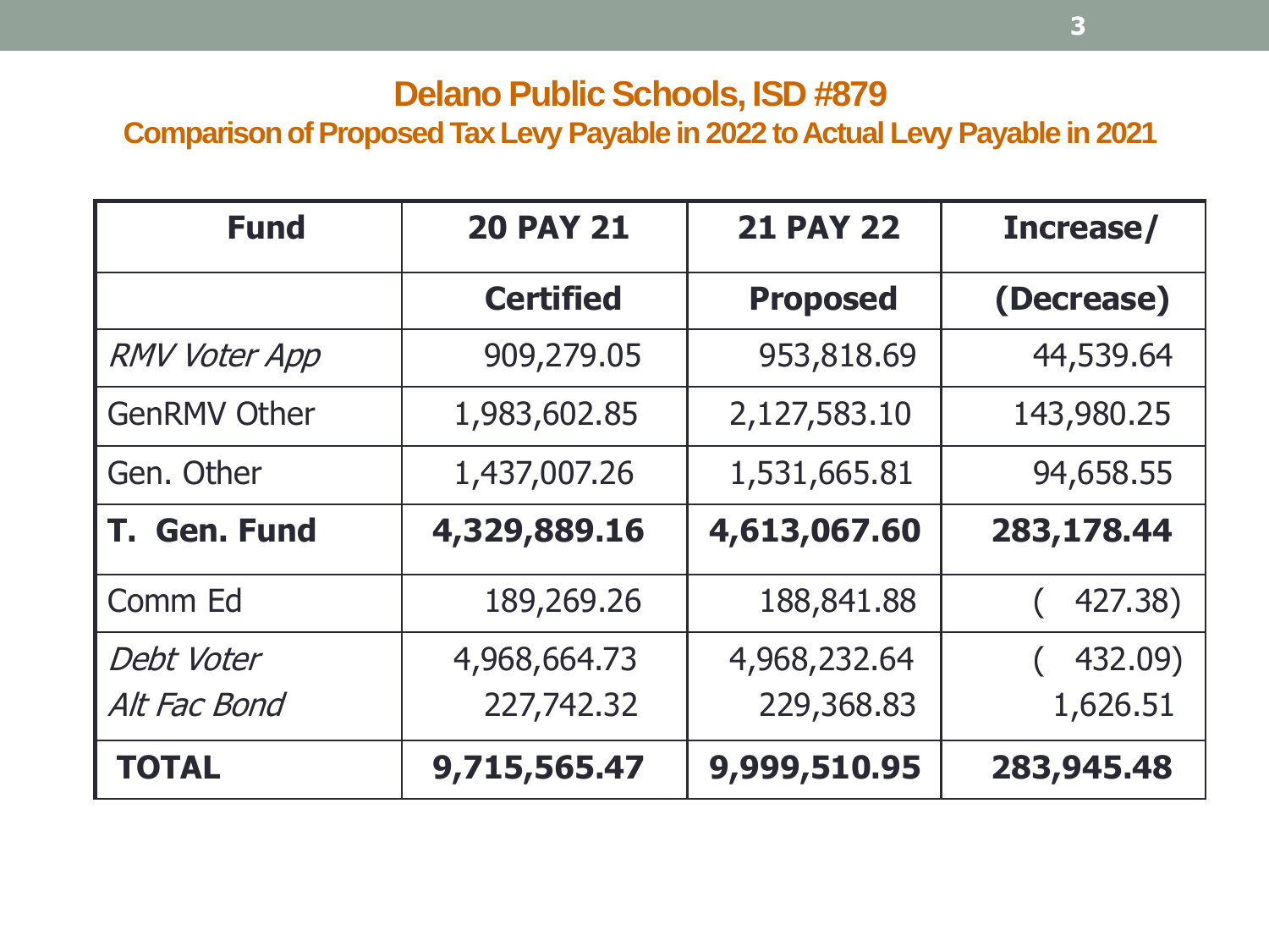# Delano Public Schools, ISD #879

## Comparison of Proposed Tax Levy Payable in 2022 to Actual Levy Payable in 2021

| Fund | 20 PAY 21 | 21 PAY 22 | Increase/ |
|---|---|---|---|
| | **Certified** | **Proposed** | **(Decrease)** |
| *RMV Voter App* | 909,279.05 | 953,818.69 | 44,539.64 |
| GenRMV Other | 1,983,602.85 | 2,127,583.10 | 143,980.25 |
| Gen. Other | 1,437,007.26 | 1,531,665.81 | 94,658.55 |
| **T. Gen. Fund** | **4,329,889.16** | **4,613,067.60** | **283,178.44** |
| Comm Ed | 189,269.26 | 188,841.88 | ( 427.38) |
| *Debt Voter* | 4,968,664.73 | 4,968,232.64 | ( 432.09) |
| *Alt Fac Bond* | 227,742.32 | 229,368.83 | 1,626.51 |
| **TOTAL** | **9,715,565.47** | **9,999,510.95** | **283,945.48** |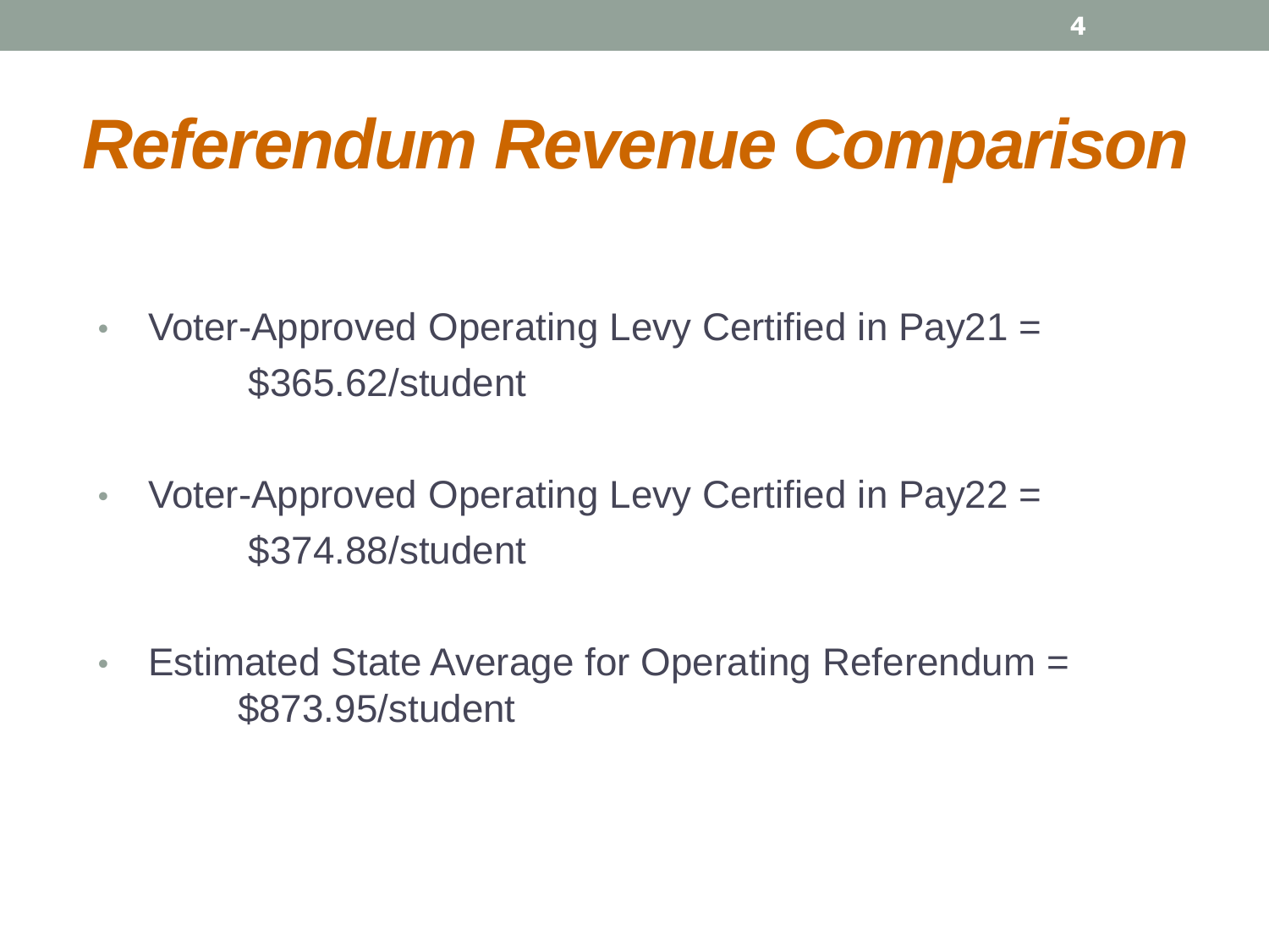# *Referendum Revenue Comparison*

- Voter-Approved Operating Levy Certified in Pay21 = $365.62/student
- Voter-Approved Operating Levy Certified in Pay22 = $374.88/student
- Estimated State Average for Operating Referendum = $873.95/student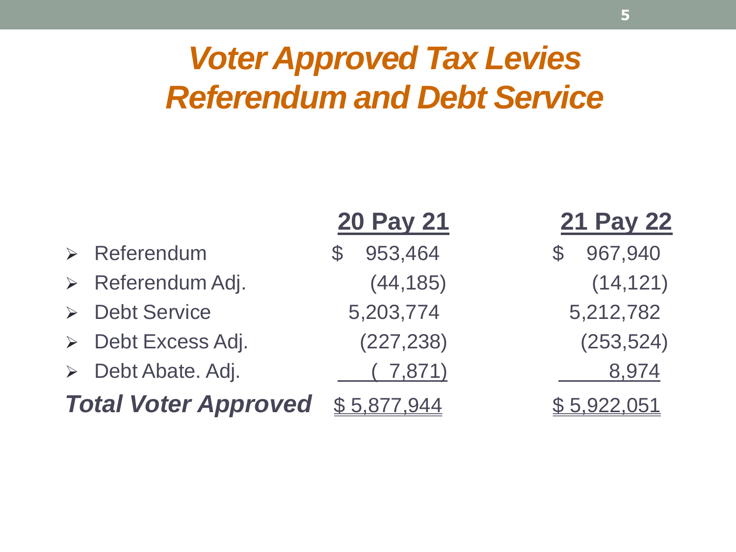# Voter Approved Tax Levies Referendum and Debt Service

| | 20 Pay 21 | 21 Pay 22 |
|---|---|---|
| Referendum | $ 953,464 | $ 967,940 |
| Referendum Adj. | (44,185) | (14,121) |
| Debt Service | 5,203,774 | 5,212,782 |
| Debt Excess Adj. | (227,238) | (253,524) |
| Debt Abate. Adj. | ( 7,871) | 8,974 |
| ***Total Voter Approved*** | $ 5,877,944 | $ 5,922,051 |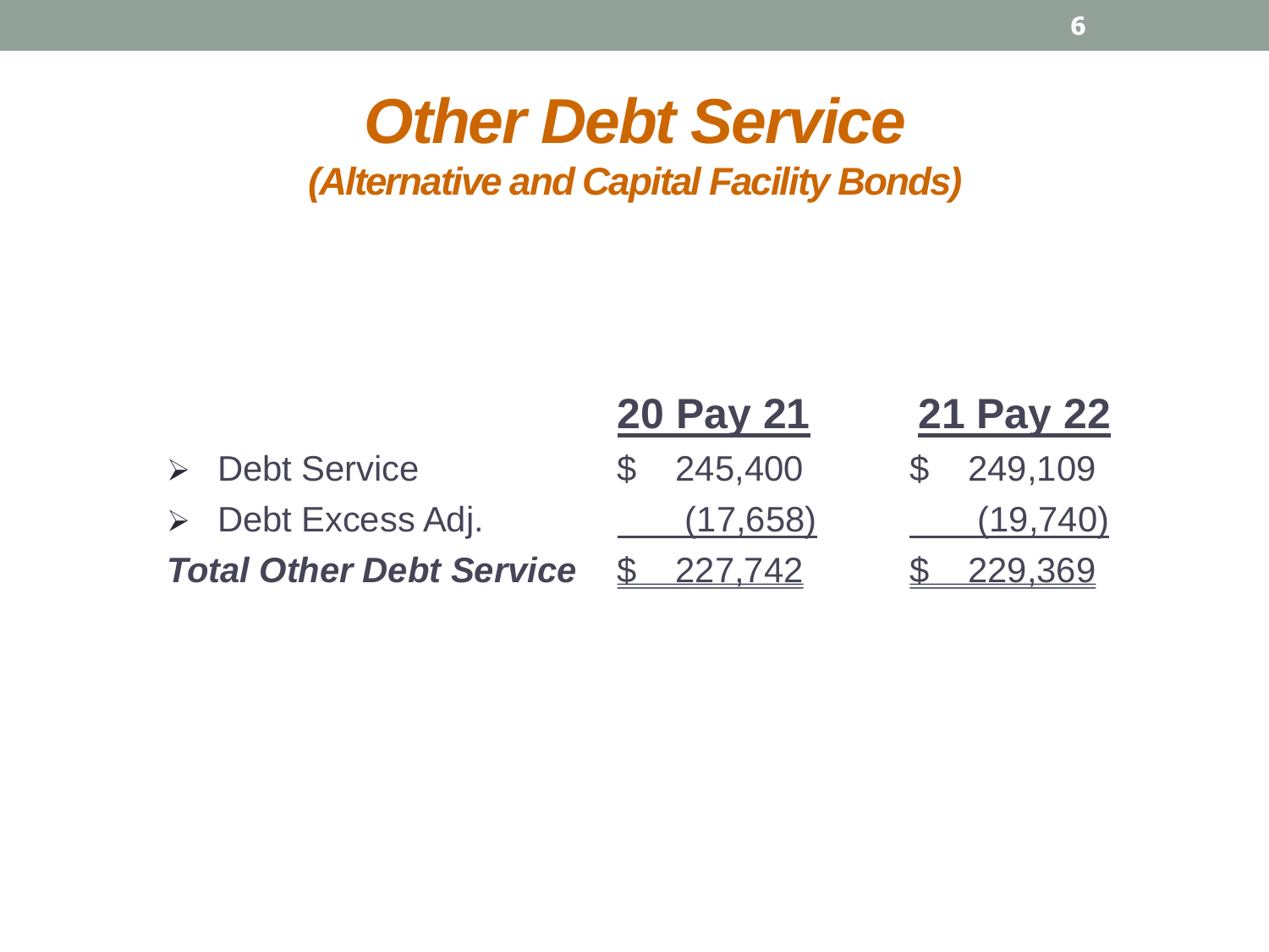# *Other Debt Service*

## *(Alternative and Capital Facility Bonds)*

| | 20 Pay 21 | 21 Pay 22 |
|---|---|---|
| ➢ Debt Service | $ 245,400 | $ 249,109 |
| ➢ Debt Excess Adj. | (17,658) | (19,740) |
| ***Total Other Debt Service*** | $ 227,742 | $ 229,369 |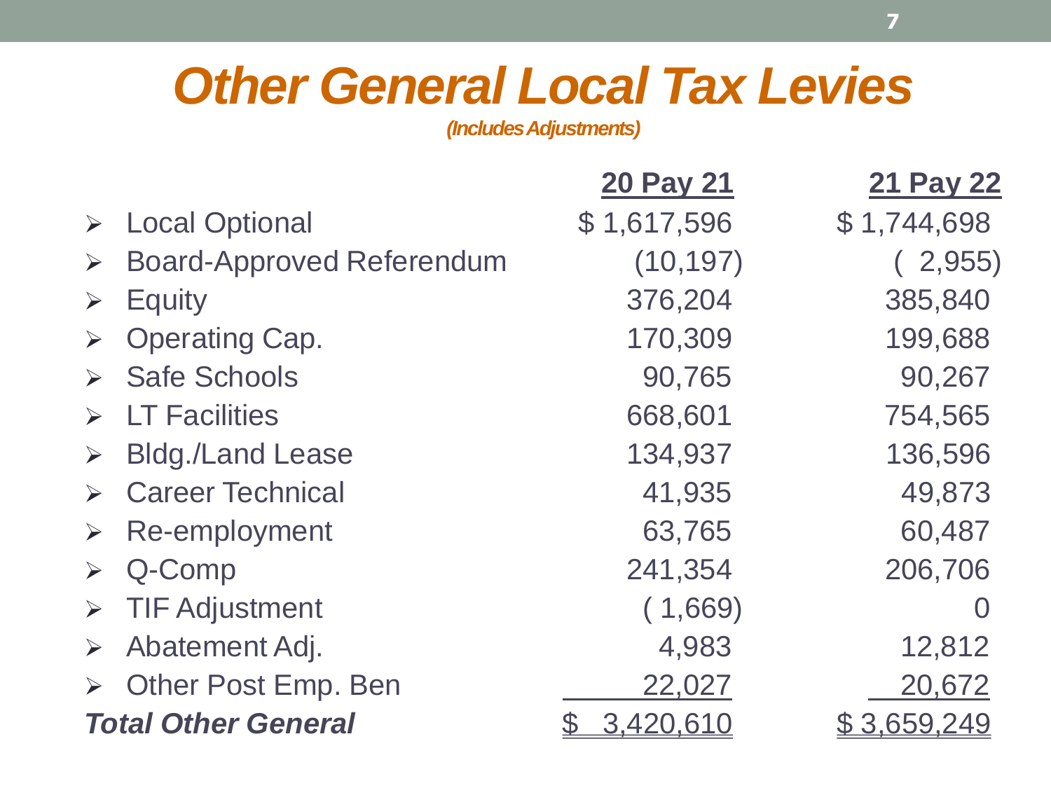# *Other General Local Tax Levies*

***(Includes Adjustments)***

| | 20 Pay 21 | 21 Pay 22 |
|---|---|---|
| Local Optional | $ 1,617,596 | $ 1,744,698 |
| Board-Approved Referendum | (10,197) | ( 2,955) |
| Equity | 376,204 | 385,840 |
| Operating Cap. | 170,309 | 199,688 |
| Safe Schools | 90,765 | 90,267 |
| LT Facilities | 668,601 | 754,565 |
| Bldg./Land Lease | 134,937 | 136,596 |
| Career Technical | 41,935 | 49,873 |
| Re-employment | 63,765 | 60,487 |
| Q-Comp | 241,354 | 206,706 |
| TIF Adjustment | ( 1,669) | 0 |
| Abatement Adj. | 4,983 | 12,812 |
| Other Post Emp. Ben | 22,027 | 20,672 |
| ***Total Other General*** | $ 3,420,610 | $ 3,659,249 |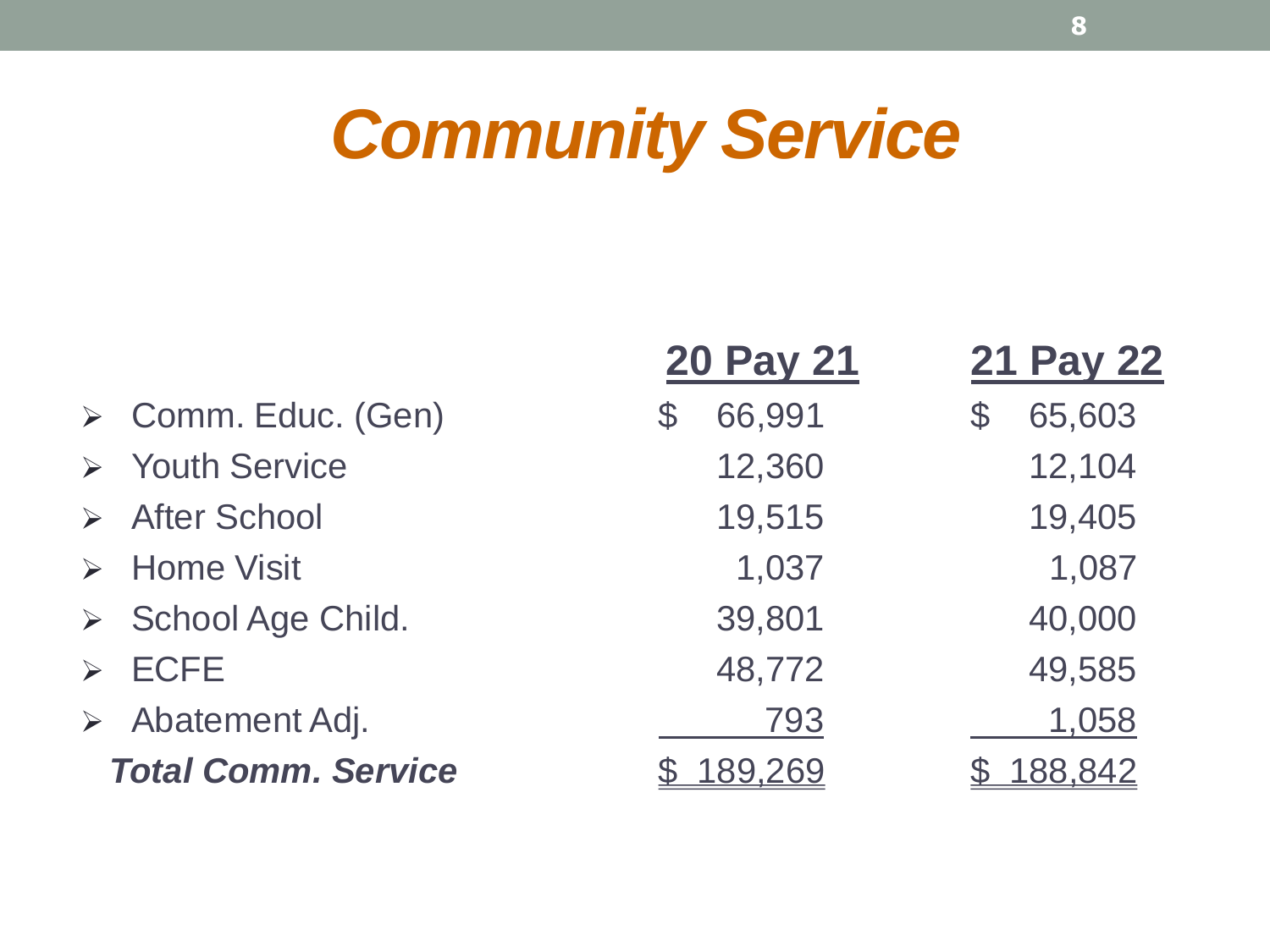# *Community Service*

| | 20 Pay 21 | 21 Pay 22 |
|---|---|---|
| Comm. Educ. (Gen) | $ 66,991 | $ 65,603 |
| Youth Service | 12,360 | 12,104 |
| After School | 19,515 | 19,405 |
| Home Visit | 1,037 | 1,087 |
| School Age Child. | 39,801 | 40,000 |
| ECFE | 48,772 | 49,585 |
| Abatement Adj. | 793 | 1,058 |
| ***Total Comm. Service*** | $ 189,269 | $ 188,842 |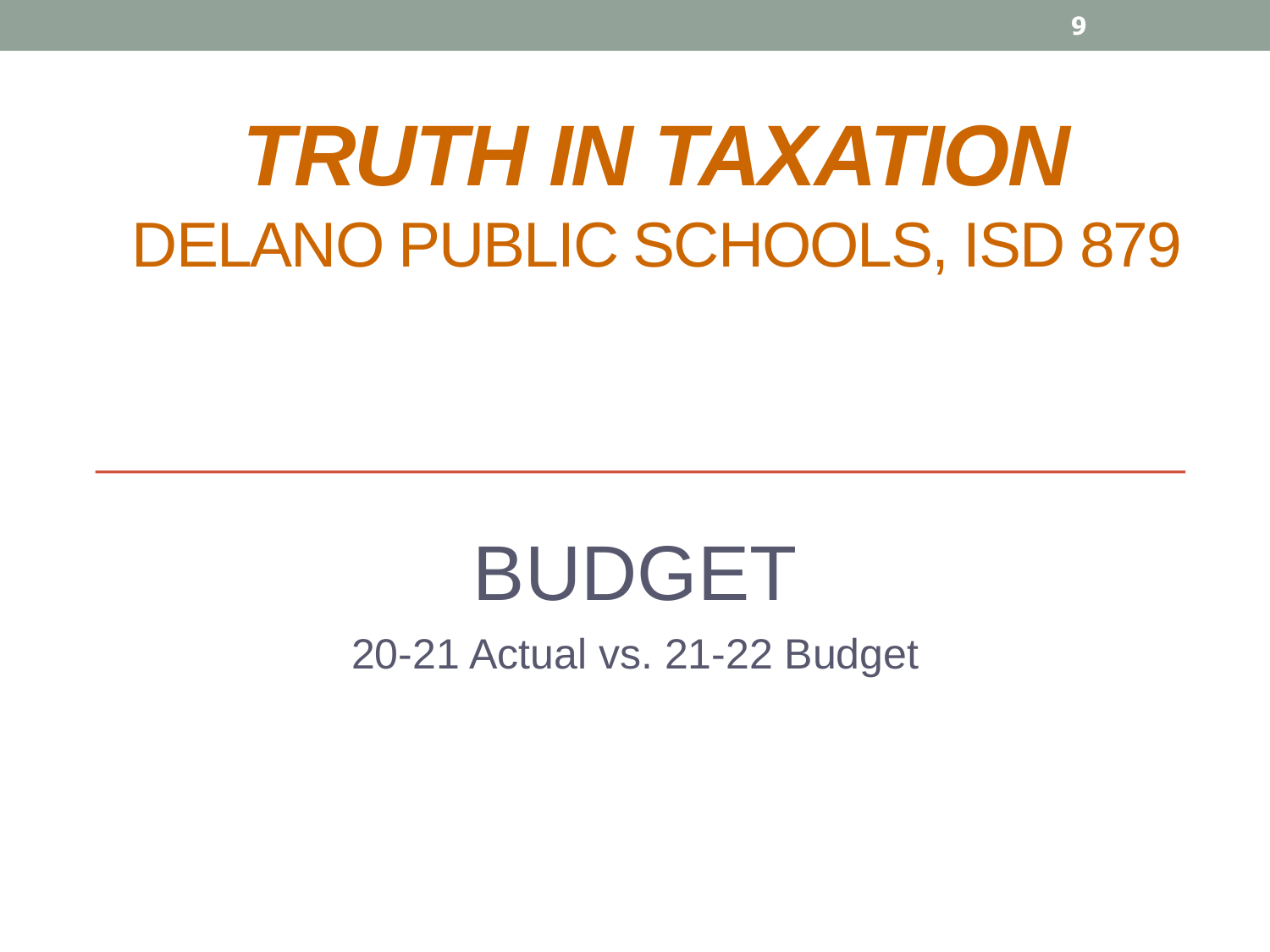# *TRUTH IN TAXATION*

DELANO PUBLIC SCHOOLS, ISD 879

---

## BUDGET

20-21 Actual vs. 21-22 Budget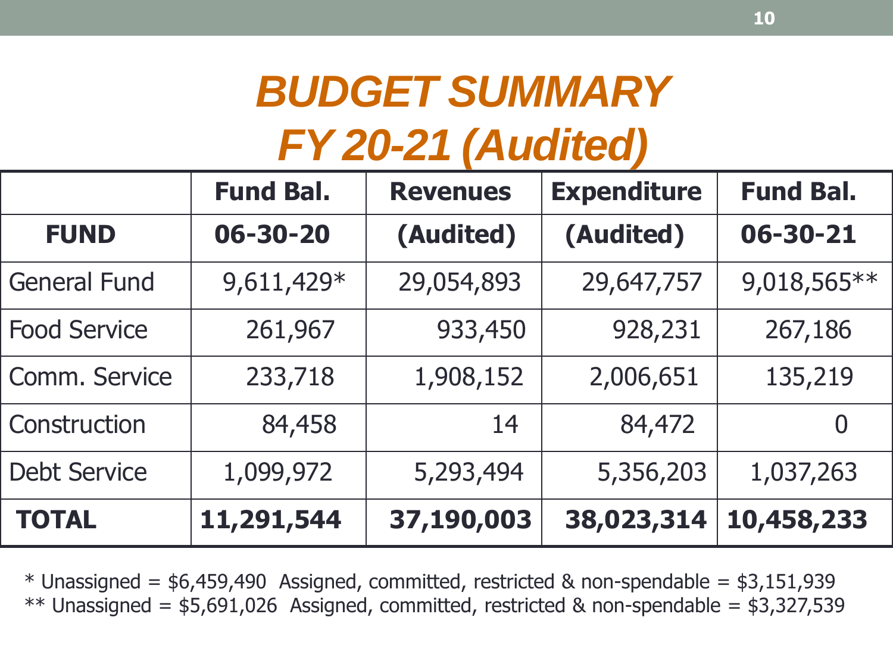# BUDGET SUMMARY
# FY 20-21 (Audited)

| | Fund Bal. | Revenues | Expenditure | Fund Bal. |
|---|---|---|---|---|
| **FUND** | **06-30-20** | **(Audited)** | **(Audited)** | **06-30-21** |
| General Fund | 9,611,429* | 29,054,893 | 29,647,757 | 9,018,565** |
| Food Service | 261,967 | 933,450 | 928,231 | 267,186 |
| Comm. Service | 233,718 | 1,908,152 | 2,006,651 | 135,219 |
| Construction | 84,458 | 14 | 84,472 | 0 |
| Debt Service | 1,099,972 | 5,293,494 | 5,356,203 | 1,037,263 |
| **TOTAL** | **11,291,544** | **37,190,003** | **38,023,314** | **10,458,233** |

* Unassigned = $6,459,490 Assigned, committed, restricted & non-spendable = $3,151,939
** Unassigned = $5,691,026 Assigned, committed, restricted & non-spendable = $3,327,539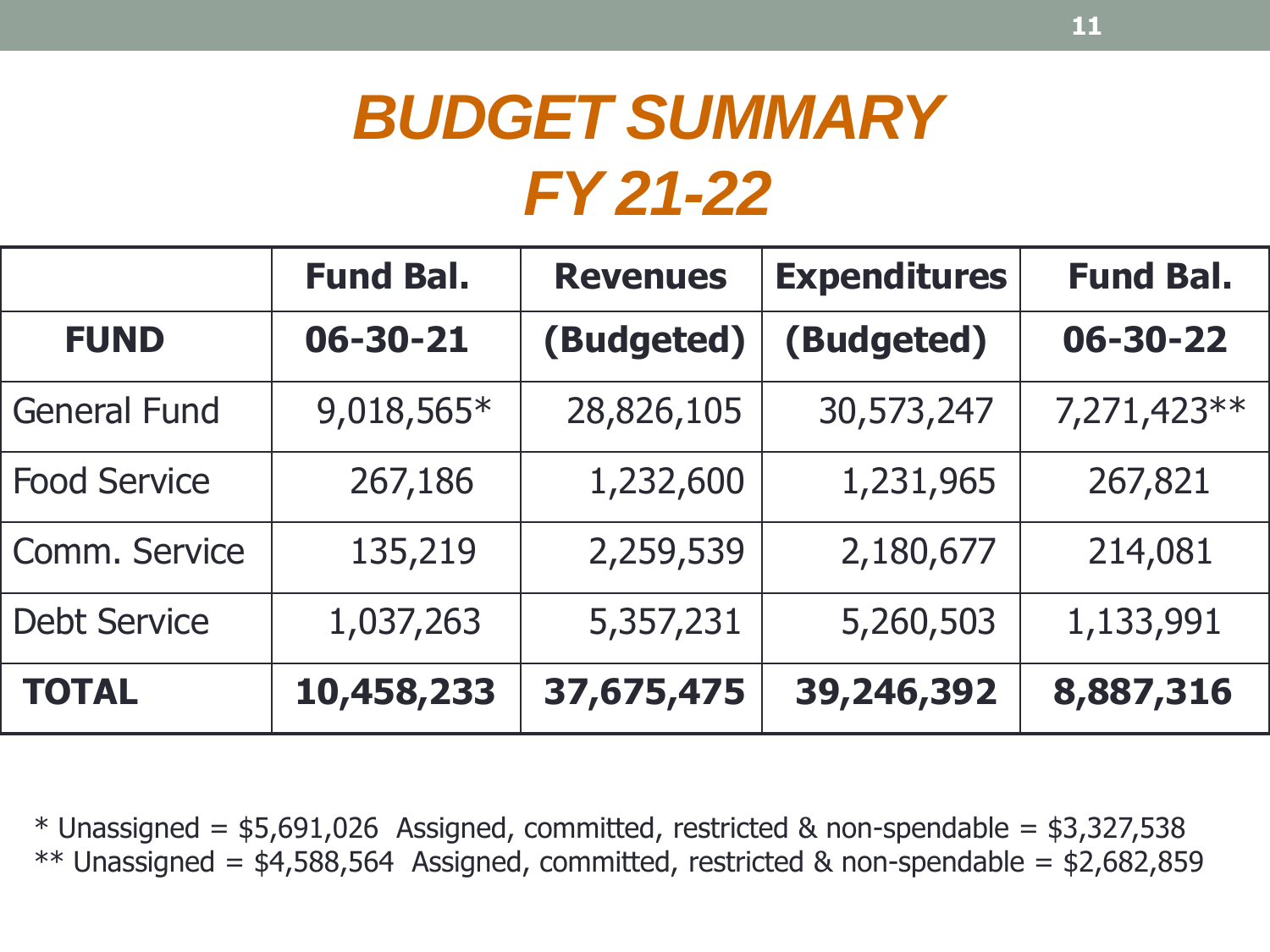# *BUDGET SUMMARY*
# *FY 21-22*

| | **Fund Bal.** | **Revenues** | **Expenditures** | **Fund Bal.** |
|---|---|---|---|---|
| **FUND** | **06-30-21** | **(Budgeted)** | **(Budgeted)** | **06-30-22** |
| General Fund | 9,018,565* | 28,826,105 | 30,573,247 | 7,271,423** |
| Food Service | 267,186 | 1,232,600 | 1,231,965 | 267,821 |
| Comm. Service | 135,219 | 2,259,539 | 2,180,677 | 214,081 |
| Debt Service | 1,037,263 | 5,357,231 | 5,260,503 | 1,133,991 |
| **TOTAL** | **10,458,233** | **37,675,475** | **39,246,392** | **8,887,316** |

\* Unassigned = $5,691,026  Assigned, committed, restricted & non-spendable = $3,327,538

\** Unassigned = $4,588,564  Assigned, committed, restricted & non-spendable = $2,682,859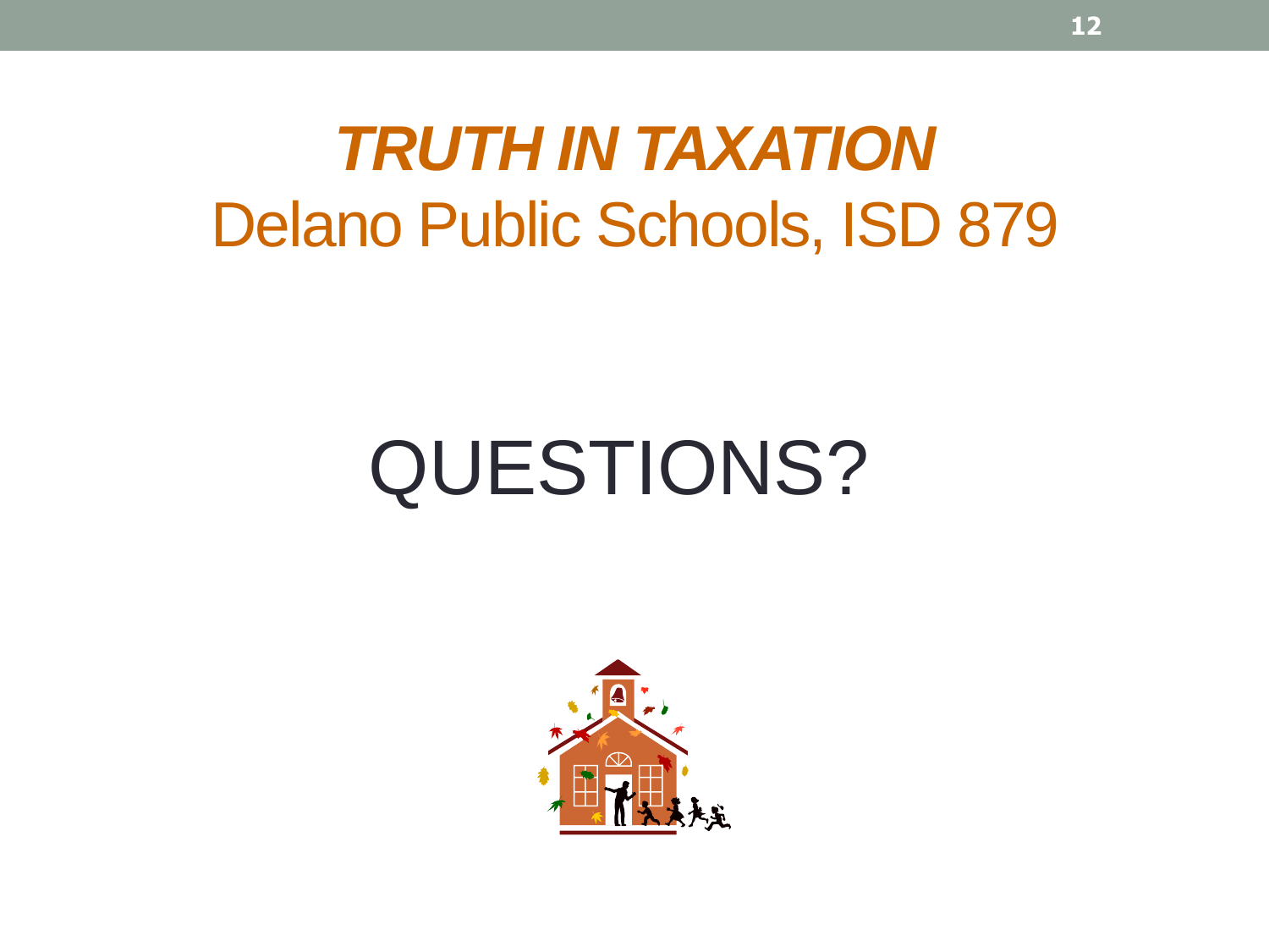# ***TRUTH IN TAXATION***

## Delano Public Schools, ISD 879

# QUESTIONS?